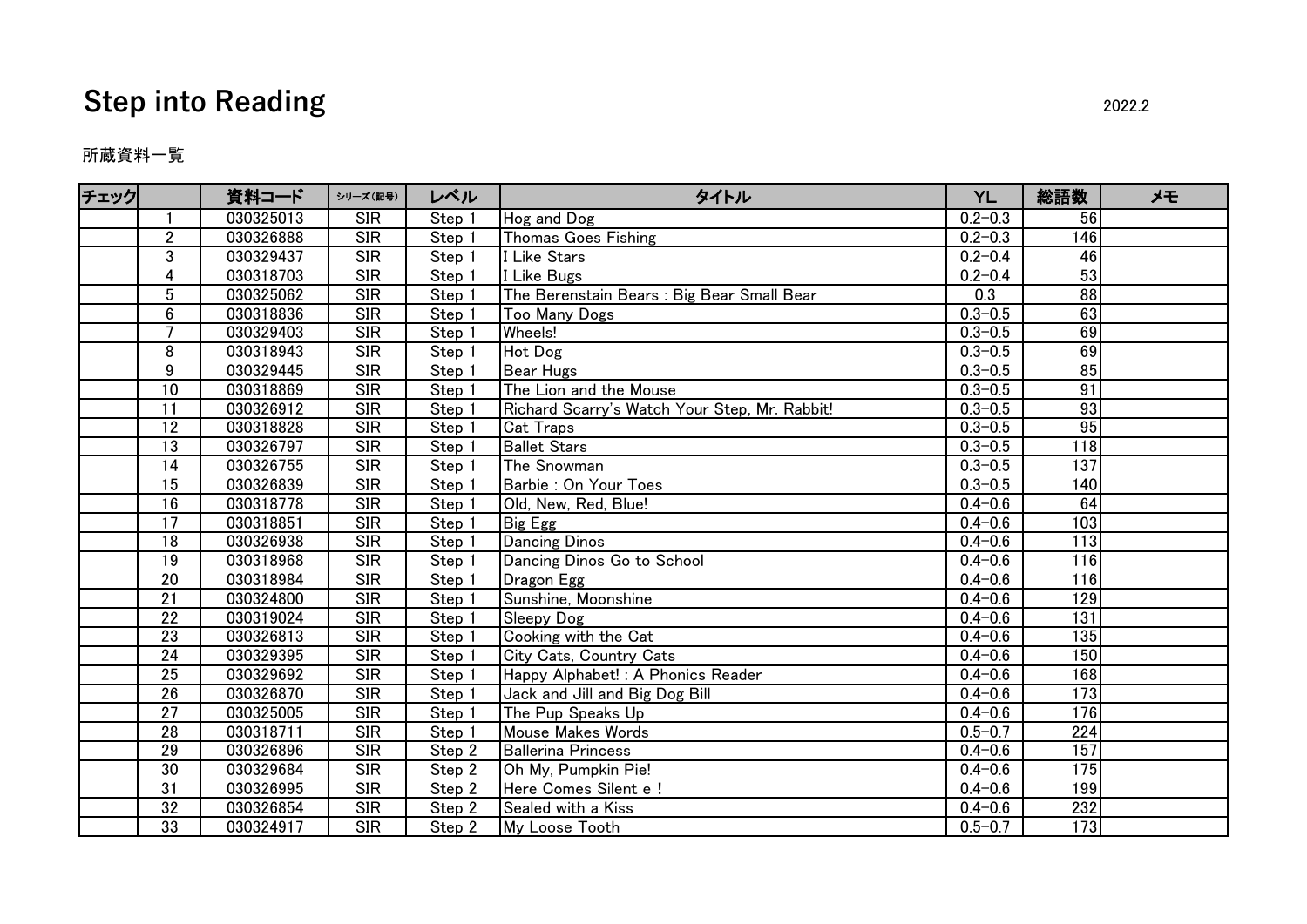# Step into Reading

2022.2

所蔵資料一覧

| チェック | | 資料コード | シリーズ(記号) | レベル | タイトル | YL | 総語数 | メモ |
|---|---|---|---|---|---|---|---|---|
| | 1 | 030325013 | SIR | Step 1 | Hog and Dog | 0.2−0.3 | 56 | |
| | 2 | 030326888 | SIR | Step 1 | Thomas Goes Fishing | 0.2−0.3 | 146 | |
| | 3 | 030329437 | SIR | Step 1 | I Like Stars | 0.2−0.4 | 46 | |
| | 4 | 030318703 | SIR | Step 1 | I Like Bugs | 0.2−0.4 | 53 | |
| | 5 | 030325062 | SIR | Step 1 | The Berenstain Bears : Big Bear Small Bear | 0.3 | 88 | |
| | 6 | 030318836 | SIR | Step 1 | Too Many Dogs | 0.3−0.5 | 63 | |
| | 7 | 030329403 | SIR | Step 1 | Wheels! | 0.3−0.5 | 69 | |
| | 8 | 030318943 | SIR | Step 1 | Hot Dog | 0.3−0.5 | 69 | |
| | 9 | 030329445 | SIR | Step 1 | Bear Hugs | 0.3−0.5 | 85 | |
| | 10 | 030318869 | SIR | Step 1 | The Lion and the Mouse | 0.3−0.5 | 91 | |
| | 11 | 030326912 | SIR | Step 1 | Richard Scarry's Watch Your Step, Mr. Rabbit! | 0.3−0.5 | 93 | |
| | 12 | 030318828 | SIR | Step 1 | Cat Traps | 0.3−0.5 | 95 | |
| | 13 | 030326797 | SIR | Step 1 | Ballet Stars | 0.3−0.5 | 118 | |
| | 14 | 030326755 | SIR | Step 1 | The Snowman | 0.3−0.5 | 137 | |
| | 15 | 030326839 | SIR | Step 1 | Barbie : On Your Toes | 0.3−0.5 | 140 | |
| | 16 | 030318778 | SIR | Step 1 | Old, New, Red, Blue! | 0.4−0.6 | 64 | |
| | 17 | 030318851 | SIR | Step 1 | Big Egg | 0.4−0.6 | 103 | |
| | 18 | 030326938 | SIR | Step 1 | Dancing Dinos | 0.4−0.6 | 113 | |
| | 19 | 030318968 | SIR | Step 1 | Dancing Dinos Go to School | 0.4−0.6 | 116 | |
| | 20 | 030318984 | SIR | Step 1 | Dragon Egg | 0.4−0.6 | 116 | |
| | 21 | 030324800 | SIR | Step 1 | Sunshine, Moonshine | 0.4−0.6 | 129 | |
| | 22 | 030319024 | SIR | Step 1 | Sleepy Dog | 0.4−0.6 | 131 | |
| | 23 | 030326813 | SIR | Step 1 | Cooking with the Cat | 0.4−0.6 | 135 | |
| | 24 | 030329395 | SIR | Step 1 | City Cats, Country Cats | 0.4−0.6 | 150 | |
| | 25 | 030329692 | SIR | Step 1 | Happy Alphabet! : A Phonics Reader | 0.4−0.6 | 168 | |
| | 26 | 030326870 | SIR | Step 1 | Jack and Jill and Big Dog Bill | 0.4−0.6 | 173 | |
| | 27 | 030325005 | SIR | Step 1 | The Pup Speaks Up | 0.4−0.6 | 176 | |
| | 28 | 030318711 | SIR | Step 1 | Mouse Makes Words | 0.5−0.7 | 224 | |
| | 29 | 030326896 | SIR | Step 2 | Ballerina Princess | 0.4−0.6 | 157 | |
| | 30 | 030329684 | SIR | Step 2 | Oh My, Pumpkin Pie! | 0.4−0.6 | 175 | |
| | 31 | 030326995 | SIR | Step 2 | Here Comes Silent e ! | 0.4−0.6 | 199 | |
| | 32 | 030326854 | SIR | Step 2 | Sealed with a Kiss | 0.4−0.6 | 232 | |
| | 33 | 030324917 | SIR | Step 2 | My Loose Tooth | 0.5−0.7 | 173 | |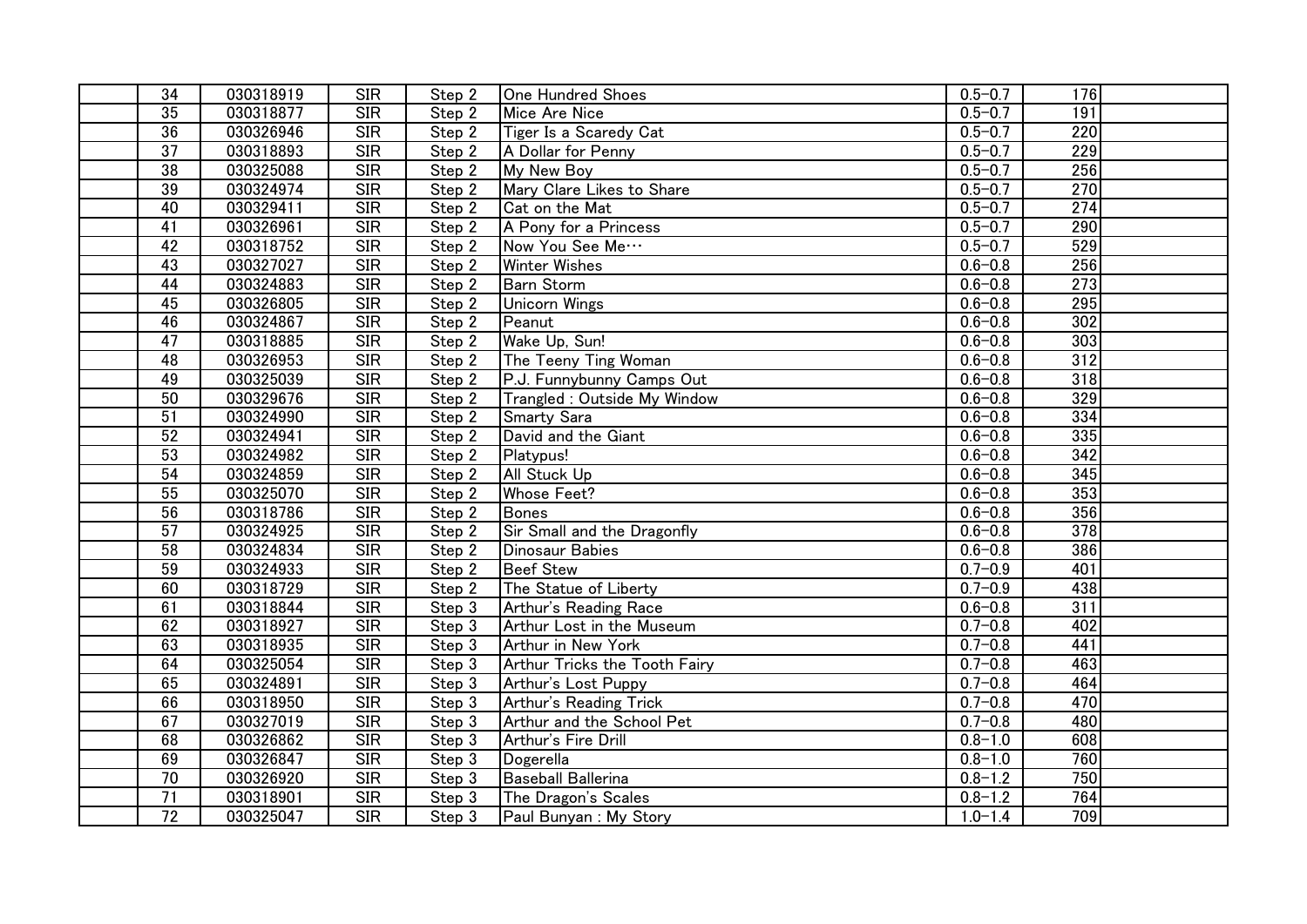| | | | | | | |
|---|---|---|---|---|---|---|
| 34 | 030318919 | SIR | Step 2 | One Hundred Shoes | 0.5−0.7 | 176 |
| 35 | 030318877 | SIR | Step 2 | Mice Are Nice | 0.5−0.7 | 191 |
| 36 | 030326946 | SIR | Step 2 | Tiger Is a Scaredy Cat | 0.5−0.7 | 220 |
| 37 | 030318893 | SIR | Step 2 | A Dollar for Penny | 0.5−0.7 | 229 |
| 38 | 030325088 | SIR | Step 2 | My New Boy | 0.5−0.7 | 256 |
| 39 | 030324974 | SIR | Step 2 | Mary Clare Likes to Share | 0.5−0.7 | 270 |
| 40 | 030329411 | SIR | Step 2 | Cat on the Mat | 0.5−0.7 | 274 |
| 41 | 030326961 | SIR | Step 2 | A Pony for a Princess | 0.5−0.7 | 290 |
| 42 | 030318752 | SIR | Step 2 | Now You See Me… | 0.5−0.7 | 529 |
| 43 | 030327027 | SIR | Step 2 | Winter Wishes | 0.6−0.8 | 256 |
| 44 | 030324883 | SIR | Step 2 | Barn Storm | 0.6−0.8 | 273 |
| 45 | 030326805 | SIR | Step 2 | Unicorn Wings | 0.6−0.8 | 295 |
| 46 | 030324867 | SIR | Step 2 | Peanut | 0.6−0.8 | 302 |
| 47 | 030318885 | SIR | Step 2 | Wake Up, Sun! | 0.6−0.8 | 303 |
| 48 | 030326953 | SIR | Step 2 | The Teeny Ting Woman | 0.6−0.8 | 312 |
| 49 | 030325039 | SIR | Step 2 | P.J. Funnybunny Camps Out | 0.6−0.8 | 318 |
| 50 | 030329676 | SIR | Step 2 | Trangled : Outside My Window | 0.6−0.8 | 329 |
| 51 | 030324990 | SIR | Step 2 | Smarty Sara | 0.6−0.8 | 334 |
| 52 | 030324941 | SIR | Step 2 | David and the Giant | 0.6−0.8 | 335 |
| 53 | 030324982 | SIR | Step 2 | Platypus! | 0.6−0.8 | 342 |
| 54 | 030324859 | SIR | Step 2 | All Stuck Up | 0.6−0.8 | 345 |
| 55 | 030325070 | SIR | Step 2 | Whose Feet? | 0.6−0.8 | 353 |
| 56 | 030318786 | SIR | Step 2 | Bones | 0.6−0.8 | 356 |
| 57 | 030324925 | SIR | Step 2 | Sir Small and the Dragonfly | 0.6−0.8 | 378 |
| 58 | 030324834 | SIR | Step 2 | Dinosaur Babies | 0.6−0.8 | 386 |
| 59 | 030324933 | SIR | Step 2 | Beef Stew | 0.7−0.9 | 401 |
| 60 | 030318729 | SIR | Step 2 | The Statue of Liberty | 0.7−0.9 | 438 |
| 61 | 030318844 | SIR | Step 3 | Arthur's Reading Race | 0.6−0.8 | 311 |
| 62 | 030318927 | SIR | Step 3 | Arthur Lost in the Museum | 0.7−0.8 | 402 |
| 63 | 030318935 | SIR | Step 3 | Arthur in New York | 0.7−0.8 | 441 |
| 64 | 030325054 | SIR | Step 3 | Arthur Tricks the Tooth Fairy | 0.7−0.8 | 463 |
| 65 | 030324891 | SIR | Step 3 | Arthur's Lost Puppy | 0.7−0.8 | 464 |
| 66 | 030318950 | SIR | Step 3 | Arthur's Reading Trick | 0.7−0.8 | 470 |
| 67 | 030327019 | SIR | Step 3 | Arthur and the School Pet | 0.7−0.8 | 480 |
| 68 | 030326862 | SIR | Step 3 | Arthur's Fire Drill | 0.8−1.0 | 608 |
| 69 | 030326847 | SIR | Step 3 | Dogerella | 0.8−1.0 | 760 |
| 70 | 030326920 | SIR | Step 3 | Baseball Ballerina | 0.8−1.2 | 750 |
| 71 | 030318901 | SIR | Step 3 | The Dragon's Scales | 0.8−1.2 | 764 |
| 72 | 030325047 | SIR | Step 3 | Paul Bunyan : My Story | 1.0−1.4 | 709 |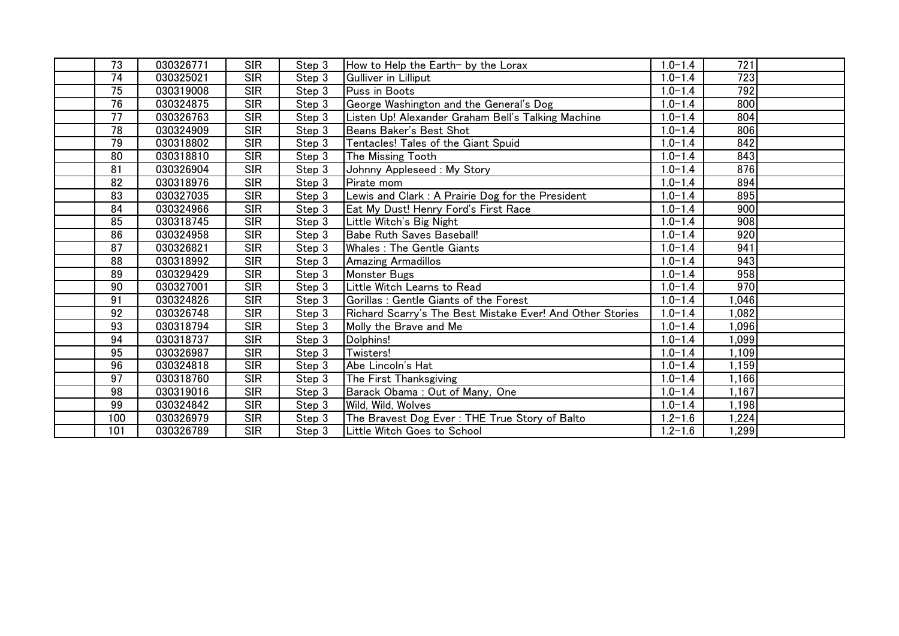| | | | | | | | | |
|---|---|---|---|---|---|---|---|---|
| | 73 | 030326771 | SIR | Step 3 | How to Help the Earth- by the Lorax | 1.0-1.4 | 721 | |
| | 74 | 030325021 | SIR | Step 3 | Gulliver in Lilliput | 1.0-1.4 | 723 | |
| | 75 | 030319008 | SIR | Step 3 | Puss in Boots | 1.0-1.4 | 792 | |
| | 76 | 030324875 | SIR | Step 3 | George Washington and the General's Dog | 1.0-1.4 | 800 | |
| | 77 | 030326763 | SIR | Step 3 | Listen Up! Alexander Graham Bell's Talking Machine | 1.0-1.4 | 804 | |
| | 78 | 030324909 | SIR | Step 3 | Beans Baker's Best Shot | 1.0-1.4 | 806 | |
| | 79 | 030318802 | SIR | Step 3 | Tentacles! Tales of the Giant Spuid | 1.0-1.4 | 842 | |
| | 80 | 030318810 | SIR | Step 3 | The Missing Tooth | 1.0-1.4 | 843 | |
| | 81 | 030326904 | SIR | Step 3 | Johnny Appleseed : My Story | 1.0-1.4 | 876 | |
| | 82 | 030318976 | SIR | Step 3 | Pirate mom | 1.0-1.4 | 894 | |
| | 83 | 030327035 | SIR | Step 3 | Lewis and Clark : A Prairie Dog for the President | 1.0-1.4 | 895 | |
| | 84 | 030324966 | SIR | Step 3 | Eat My Dust! Henry Ford's First Race | 1.0-1.4 | 900 | |
| | 85 | 030318745 | SIR | Step 3 | Little Witch's Big Night | 1.0-1.4 | 908 | |
| | 86 | 030324958 | SIR | Step 3 | Babe Ruth Saves Baseball! | 1.0-1.4 | 920 | |
| | 87 | 030326821 | SIR | Step 3 | Whales : The Gentle Giants | 1.0-1.4 | 941 | |
| | 88 | 030318992 | SIR | Step 3 | Amazing Armadillos | 1.0-1.4 | 943 | |
| | 89 | 030329429 | SIR | Step 3 | Monster Bugs | 1.0-1.4 | 958 | |
| | 90 | 030327001 | SIR | Step 3 | Little Witch Learns to Read | 1.0-1.4 | 970 | |
| | 91 | 030324826 | SIR | Step 3 | Gorillas : Gentle Giants of the Forest | 1.0-1.4 | 1,046 | |
| | 92 | 030326748 | SIR | Step 3 | Richard Scarry's The Best Mistake Ever! And Other Stories | 1.0-1.4 | 1,082 | |
| | 93 | 030318794 | SIR | Step 3 | Molly the Brave and Me | 1.0-1.4 | 1,096 | |
| | 94 | 030318737 | SIR | Step 3 | Dolphins! | 1.0-1.4 | 1,099 | |
| | 95 | 030326987 | SIR | Step 3 | Twisters! | 1.0-1.4 | 1,109 | |
| | 96 | 030324818 | SIR | Step 3 | Abe Lincoln's Hat | 1.0-1.4 | 1,159 | |
| | 97 | 030318760 | SIR | Step 3 | The First Thanksgiving | 1.0-1.4 | 1,166 | |
| | 98 | 030319016 | SIR | Step 3 | Barack Obama : Out of Many, One | 1.0-1.4 | 1,167 | |
| | 99 | 030324842 | SIR | Step 3 | Wild, Wild, Wolves | 1.0-1.4 | 1,198 | |
| | 100 | 030326979 | SIR | Step 3 | The Bravest Dog Ever : THE True Story of Balto | 1.2-1.6 | 1,224 | |
| | 101 | 030326789 | SIR | Step 3 | Little Witch Goes to School | 1.2-1.6 | 1,299 | |